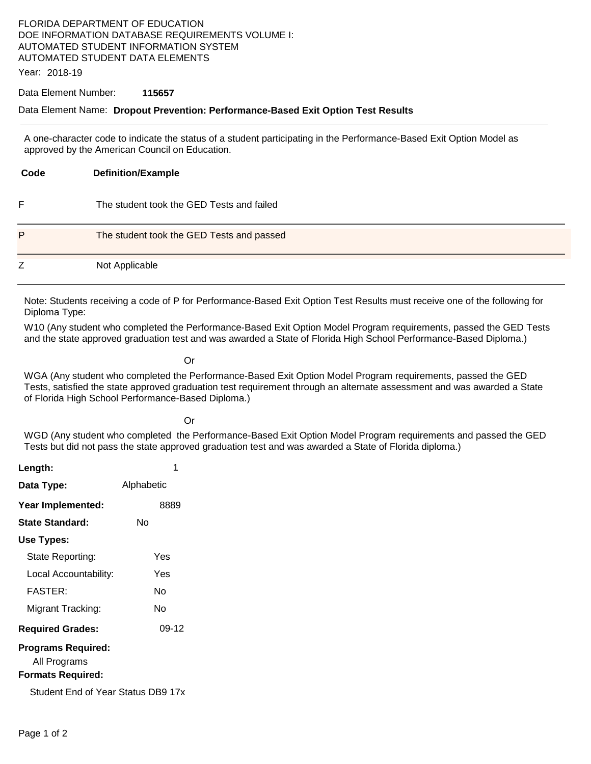FLORIDA DEPARTMENT OF EDUCATION
DOE INFORMATION DATABASE REQUIREMENTS VOLUME I:
AUTOMATED STUDENT INFORMATION SYSTEM
AUTOMATED STUDENT DATA ELEMENTS

Year: 2018-19

Data Element Number: **115657**

Data Element Name: **Dropout Prevention: Performance-Based Exit Option Test Results**

A one-character code to indicate the status of a student participating in the Performance-Based Exit Option Model as approved by the American Council on Education.

| Code | Definition/Example |
|---|---|
| F | The student took the GED Tests and failed |
| P | The student took the GED Tests and passed |
| Z | Not Applicable |

Note: Students receiving a code of P for Performance-Based Exit Option Test Results must receive one of the following for Diploma Type:

W10 (Any student who completed the Performance-Based Exit Option Model Program requirements, passed the GED Tests and the state approved graduation test and was awarded a State of Florida High School Performance-Based Diploma.)

Or

WGA (Any student who completed the Performance-Based Exit Option Model Program requirements, passed the GED Tests, satisfied the state approved graduation test requirement through an alternate assessment and was awarded a State of Florida High School Performance-Based Diploma.)

Or

WGD (Any student who completed the Performance-Based Exit Option Model Program requirements and passed the GED Tests but did not pass the state approved graduation test and was awarded a State of Florida diploma.)

**Length:** 1

**Data Type:** Alphabetic

**Year Implemented:** 8889

**State Standard:** No

**Use Types:**

- State Reporting: Yes
- Local Accountability: Yes
- FASTER: No
- Migrant Tracking: No

**Required Grades:** 09-12

**Programs Required:**

All Programs

**Formats Required:**

Student End of Year Status DB9 17x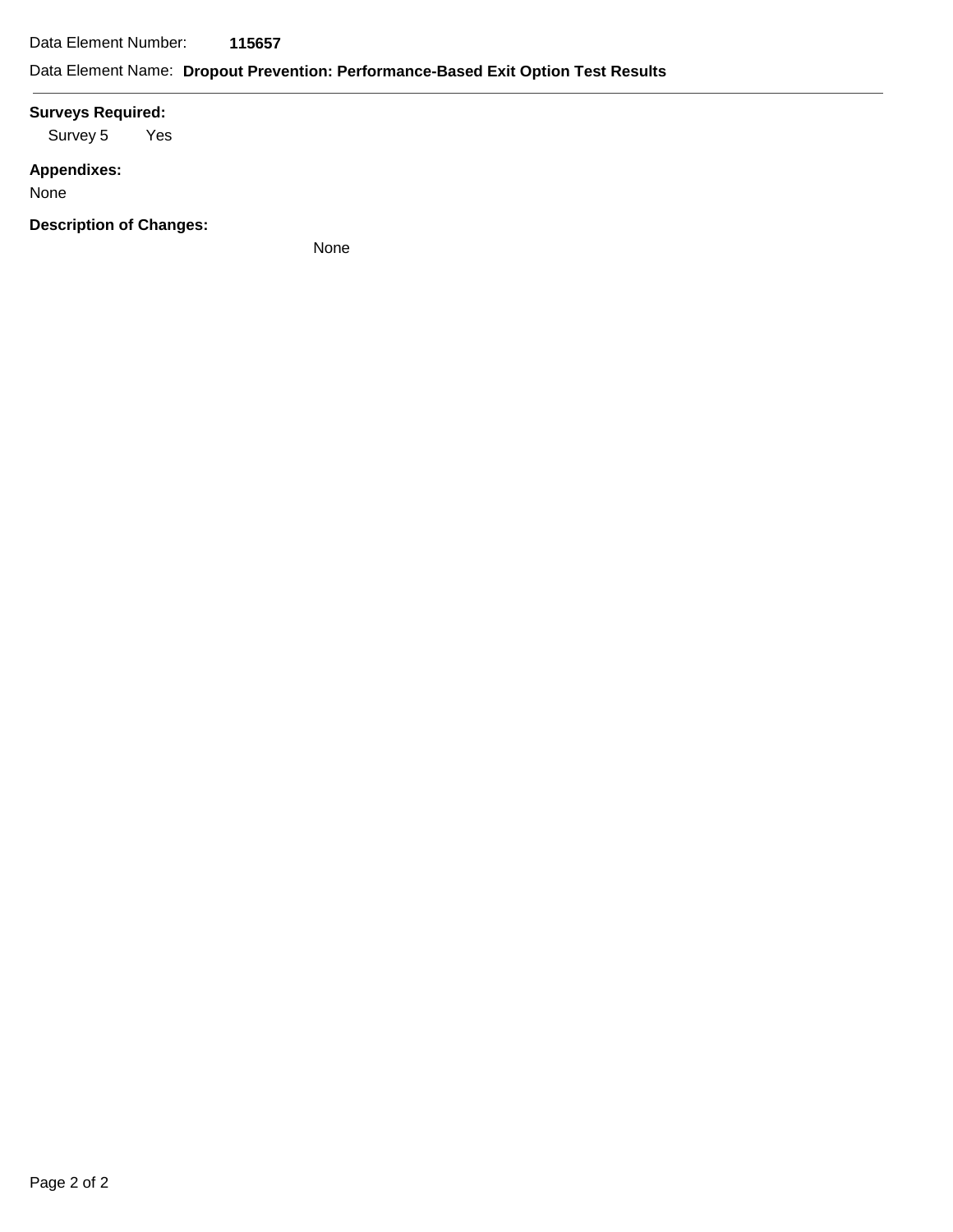Data Element Number: **115657**

Data Element Name: **Dropout Prevention: Performance-Based Exit Option Test Results**

---

**Surveys Required:**

Survey 5 Yes

**Appendixes:**

None

**Description of Changes:**

None